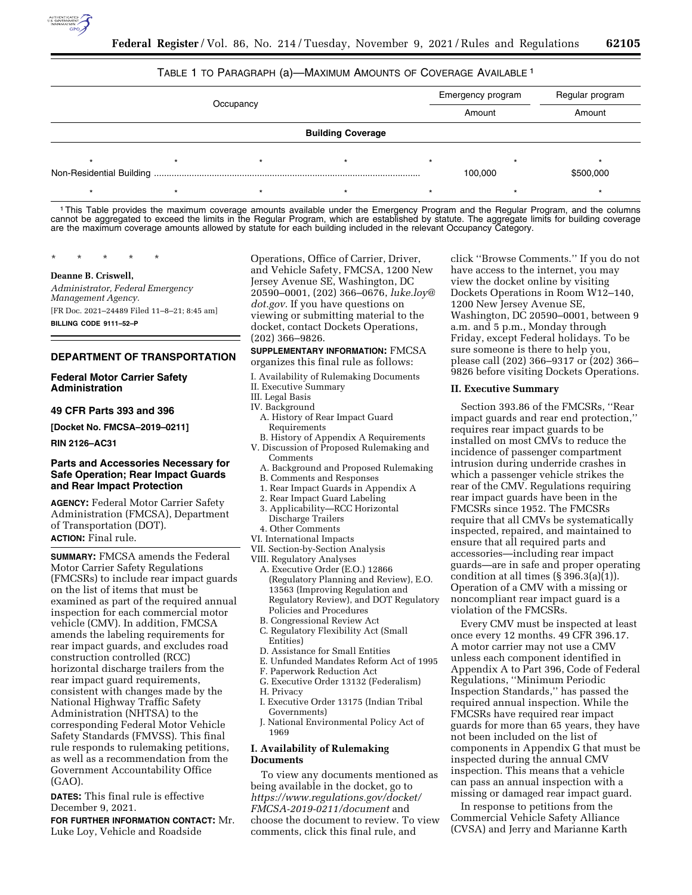TABLE 1 TO PARAGRAPH (a)—MAXIMUM AMOUNTS OF COVERAGE AVAILABLE [1]

| Occupancy | Emergency program | Regular program |
|---|---|---|
| | Amount | Amount |
| **Building Coverage** | | |
| * * * * * | * | * |
| Non-Residential Building | 100,000 | $500,000 |
| * * * * * | * | * |

[1] This Table provides the maximum coverage amounts available under the Emergency Program and the Regular Program, and the columns cannot be aggregated to exceed the limits in the Regular Program, which are established by statute. The aggregate limits for building coverage are the maximum coverage amounts allowed by statute for each building included in the relevant Occupancy Category.

\* \* \* \* \*

**Deanne B. Criswell,**

*Administrator, Federal Emergency Management Agency.*

[FR Doc. 2021–24489 Filed 11–8–21; 8:45 am]

**BILLING CODE 9111–52–P**

## DEPARTMENT OF TRANSPORTATION

### Federal Motor Carrier Safety Administration

### 49 CFR Parts 393 and 396

**[Docket No. FMCSA–2019–0211]**

**RIN 2126–AC31**

### Parts and Accessories Necessary for Safe Operation; Rear Impact Guards and Rear Impact Protection

**AGENCY:** Federal Motor Carrier Safety Administration (FMCSA), Department of Transportation (DOT).

**ACTION:** Final rule.

**SUMMARY:** FMCSA amends the Federal Motor Carrier Safety Regulations (FMCSRs) to include rear impact guards on the list of items that must be examined as part of the required annual inspection for each commercial motor vehicle (CMV). In addition, FMCSA amends the labeling requirements for rear impact guards, and excludes road construction controlled (RCC) horizontal discharge trailers from the rear impact guard requirements, consistent with changes made by the National Highway Traffic Safety Administration (NHTSA) to the corresponding Federal Motor Vehicle Safety Standards (FMVSS). This final rule responds to rulemaking petitions, as well as a recommendation from the Government Accountability Office (GAO).

**DATES:** This final rule is effective December 9, 2021.

**FOR FURTHER INFORMATION CONTACT:** Mr. Luke Loy, Vehicle and Roadside Operations, Office of Carrier, Driver, and Vehicle Safety, FMCSA, 1200 New Jersey Avenue SE, Washington, DC 20590–0001, (202) 366–0676, *luke.loy@dot.gov.* If you have questions on viewing or submitting material to the docket, contact Dockets Operations, (202) 366–9826.

**SUPPLEMENTARY INFORMATION:** FMCSA organizes this final rule as follows:

I. Availability of Rulemaking Documents
II. Executive Summary
III. Legal Basis
IV. Background
  A. History of Rear Impact Guard Requirements
  B. History of Appendix A Requirements
V. Discussion of Proposed Rulemaking and Comments
  A. Background and Proposed Rulemaking
  B. Comments and Responses
  1. Rear Impact Guards in Appendix A
  2. Rear Impact Guard Labeling
  3. Applicability—RCC Horizontal Discharge Trailers
  4. Other Comments
VI. International Impacts
VII. Section-by-Section Analysis
VIII. Regulatory Analyses
  A. Executive Order (E.O.) 12866 (Regulatory Planning and Review), E.O. 13563 (Improving Regulation and Regulatory Review), and DOT Regulatory Policies and Procedures
  B. Congressional Review Act
  C. Regulatory Flexibility Act (Small Entities)
  D. Assistance for Small Entities
  E. Unfunded Mandates Reform Act of 1995
  F. Paperwork Reduction Act
  G. Executive Order 13132 (Federalism)
  H. Privacy
  I. Executive Order 13175 (Indian Tribal Governments)
  J. National Environmental Policy Act of 1969

### I. Availability of Rulemaking Documents

To view any documents mentioned as being available in the docket, go to *https://www.regulations.gov/docket/FMCSA-2019-0211/document* and choose the document to review. To view comments, click this final rule, and click ''Browse Comments.'' If you do not have access to the internet, you may view the docket online by visiting Dockets Operations in Room W12–140, 1200 New Jersey Avenue SE, Washington, DC 20590–0001, between 9 a.m. and 5 p.m., Monday through Friday, except Federal holidays. To be sure someone is there to help you, please call (202) 366–9317 or (202) 366–9826 before visiting Dockets Operations.

### II. Executive Summary

Section 393.86 of the FMCSRs, ''Rear impact guards and rear end protection,'' requires rear impact guards to be installed on most CMVs to reduce the incidence of passenger compartment intrusion during underride crashes in which a passenger vehicle strikes the rear of the CMV. Regulations requiring rear impact guards have been in the FMCSRs since 1952. The FMCSRs require that all CMVs be systematically inspected, repaired, and maintained to ensure that all required parts and accessories—including rear impact guards—are in safe and proper operating condition at all times (§ 396.3(a)(1)). Operation of a CMV with a missing or noncompliant rear impact guard is a violation of the FMCSRs.

Every CMV must be inspected at least once every 12 months. 49 CFR 396.17. A motor carrier may not use a CMV unless each component identified in Appendix A to Part 396, Code of Federal Regulations, ''Minimum Periodic Inspection Standards,'' has passed the required annual inspection. While the FMCSRs have required rear impact guards for more than 65 years, they have not been included on the list of components in Appendix G that must be inspected during the annual CMV inspection. This means that a vehicle can pass an annual inspection with a missing or damaged rear impact guard.

In response to petitions from the Commercial Vehicle Safety Alliance (CVSA) and Jerry and Marianne Karth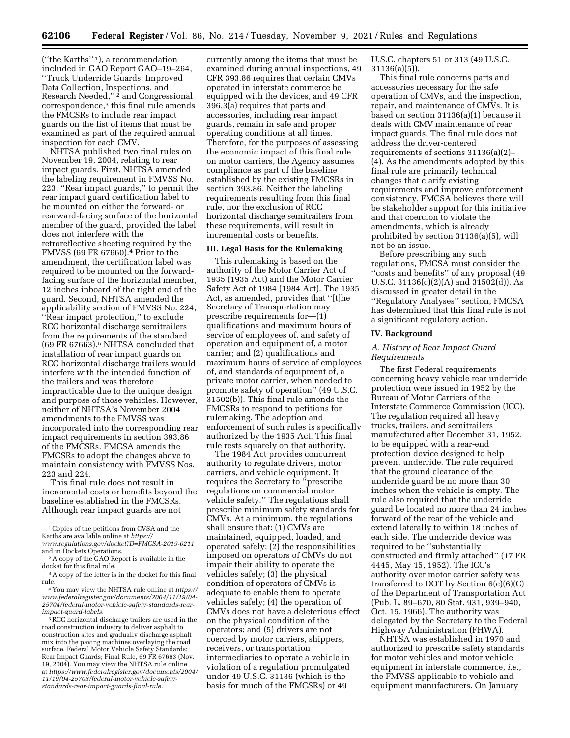("the Karths" [1]), a recommendation included in GAO Report GAO–19–264, "Truck Underride Guards: Improved Data Collection, Inspections, and Research Needed," [2] and Congressional correspondence,[3] this final rule amends the FMCSRs to include rear impact guards on the list of items that must be examined as part of the required annual inspection for each CMV.

NHTSA published two final rules on November 19, 2004, relating to rear impact guards. First, NHTSA amended the labeling requirement in FMVSS No. 223, "Rear impact guards," to permit the rear impact guard certification label to be mounted on either the forward- or rearward-facing surface of the horizontal member of the guard, provided the label does not interfere with the retroreflective sheeting required by the FMVSS (69 FR 67660).[4] Prior to the amendment, the certification label was required to be mounted on the forward-facing surface of the horizontal member, 12 inches inboard of the right end of the guard. Second, NHTSA amended the applicability section of FMVSS No. 224, "Rear impact protection," to exclude RCC horizontal discharge semitrailers from the requirements of the standard (69 FR 67663).[5] NHTSA concluded that installation of rear impact guards on RCC horizontal discharge trailers would interfere with the intended function of the trailers and was therefore impracticable due to the unique design and purpose of those vehicles. However, neither of NHTSA's November 2004 amendments to the FMVSS was incorporated into the corresponding rear impact requirements in section 393.86 of the FMCSRs. FMCSA amends the FMCSRs to adopt the changes above to maintain consistency with FMVSS Nos. 223 and 224.

This final rule does not result in incremental costs or benefits beyond the baseline established in the FMCSRs. Although rear impact guards are not currently among the items that must be examined during annual inspections, 49 CFR 393.86 requires that certain CMVs operated in interstate commerce be equipped with the devices, and 49 CFR 396.3(a) requires that parts and accessories, including rear impact guards, remain in safe and proper operating conditions at all times. Therefore, for the purposes of assessing the economic impact of this final rule on motor carriers, the Agency assumes compliance as part of the baseline established by the existing FMCSRs in section 393.86. Neither the labeling requirements resulting from this final rule, nor the exclusion of RCC horizontal discharge semitrailers from these requirements, will result in incremental costs or benefits.

## III. Legal Basis for the Rulemaking

This rulemaking is based on the authority of the Motor Carrier Act of 1935 (1935 Act) and the Motor Carrier Safety Act of 1984 (1984 Act). The 1935 Act, as amended, provides that "[t]he Secretary of Transportation may prescribe requirements for—(1) qualifications and maximum hours of service of employees of, and safety of operation and equipment of, a motor carrier; and (2) qualifications and maximum hours of service of employees of, and standards of equipment of, a private motor carrier, when needed to promote safety of operation" (49 U.S.C. 31502(b)). This final rule amends the FMCSRs to respond to petitions for rulemaking. The adoption and enforcement of such rules is specifically authorized by the 1935 Act. This final rule rests squarely on that authority.

The 1984 Act provides concurrent authority to regulate drivers, motor carriers, and vehicle equipment. It requires the Secretary to "prescribe regulations on commercial motor vehicle safety." The regulations shall prescribe minimum safety standards for CMVs. At a minimum, the regulations shall ensure that: (1) CMVs are maintained, equipped, loaded, and operated safely; (2) the responsibilities imposed on operators of CMVs do not impair their ability to operate the vehicles safely; (3) the physical condition of operators of CMVs is adequate to enable them to operate vehicles safely; (4) the operation of CMVs does not have a deleterious effect on the physical condition of the operators; and (5) drivers are not coerced by motor carriers, shippers, receivers, or transportation intermediaries to operate a vehicle in violation of a regulation promulgated under 49 U.S.C. 31136 (which is the basis for much of the FMCSRs) or 49 U.S.C. chapters 51 or 313 (49 U.S.C. 31136(a)(5)).

This final rule concerns parts and accessories necessary for the safe operation of CMVs, and the inspection, repair, and maintenance of CMVs. It is based on section 31136(a)(1) because it deals with CMV maintenance of rear impact guards. The final rule does not address the driver-centered requirements of sections 31136(a)(2)–(4). As the amendments adopted by this final rule are primarily technical changes that clarify existing requirements and improve enforcement consistency, FMCSA believes there will be stakeholder support for this initiative and that coercion to violate the amendments, which is already prohibited by section 31136(a)(5), will not be an issue.

Before prescribing any such regulations, FMCSA must consider the "costs and benefits" of any proposal (49 U.S.C. 31136(c)(2)(A) and 31502(d)). As discussed in greater detail in the "Regulatory Analyses" section, FMCSA has determined that this final rule is not a significant regulatory action.

## IV. Background

### A. History of Rear Impact Guard Requirements

The first Federal requirements concerning heavy vehicle rear underride protection were issued in 1952 by the Bureau of Motor Carriers of the Interstate Commerce Commission (ICC). The regulation required all heavy trucks, trailers, and semitrailers manufactured after December 31, 1952, to be equipped with a rear-end protection device designed to help prevent underride. The rule required that the ground clearance of the underride guard be no more than 30 inches when the vehicle is empty. The rule also required that the underride guard be located no more than 24 inches forward of the rear of the vehicle and extend laterally to within 18 inches of each side. The underride device was required to be "substantially constructed and firmly attached" (17 FR 4445, May 15, 1952). The ICC's authority over motor carrier safety was transferred to DOT by Section 6(e)(6)(C) of the Department of Transportation Act (Pub. L. 89–670, 80 Stat. 931, 939–940, Oct. 15, 1966). The authority was delegated by the Secretary to the Federal Highway Administration (FHWA).

NHTSA was established in 1970 and authorized to prescribe safety standards for motor vehicles and motor vehicle equipment in interstate commerce, *i.e.,* the FMVSS applicable to vehicle and equipment manufacturers. On January

---

[1] Copies of the petitions from CVSA and the Karths are available online at *https://www.regulations.gov/docket?D=FMCSA-2019-0211* and in Dockets Operations.

[2] A copy of the GAO Report is available in the docket for this final rule.

[3] A copy of the letter is in the docket for this final rule.

[4] You may view the NHTSA rule online at *https://www.federalregister.gov/documents/2004/11/19/04-25704/federal-motor-vehicle-safety-standards-rear-impact-guard-labels.*

[5] RCC horizontal discharge trailers are used in the road construction industry to deliver asphalt to construction sites and gradually discharge asphalt mix into the paving machines overlaying the road surface. Federal Motor Vehicle Safety Standards; Rear Impact Guards; Final Rule, 69 FR 67663 (Nov. 19, 2004). You may view the NHTSA rule online at *https://www.federalregister.gov/documents/2004/11/19/04-25703/federal-motor-vehicle-safety-standards-rear-impact-guards-final-rule.*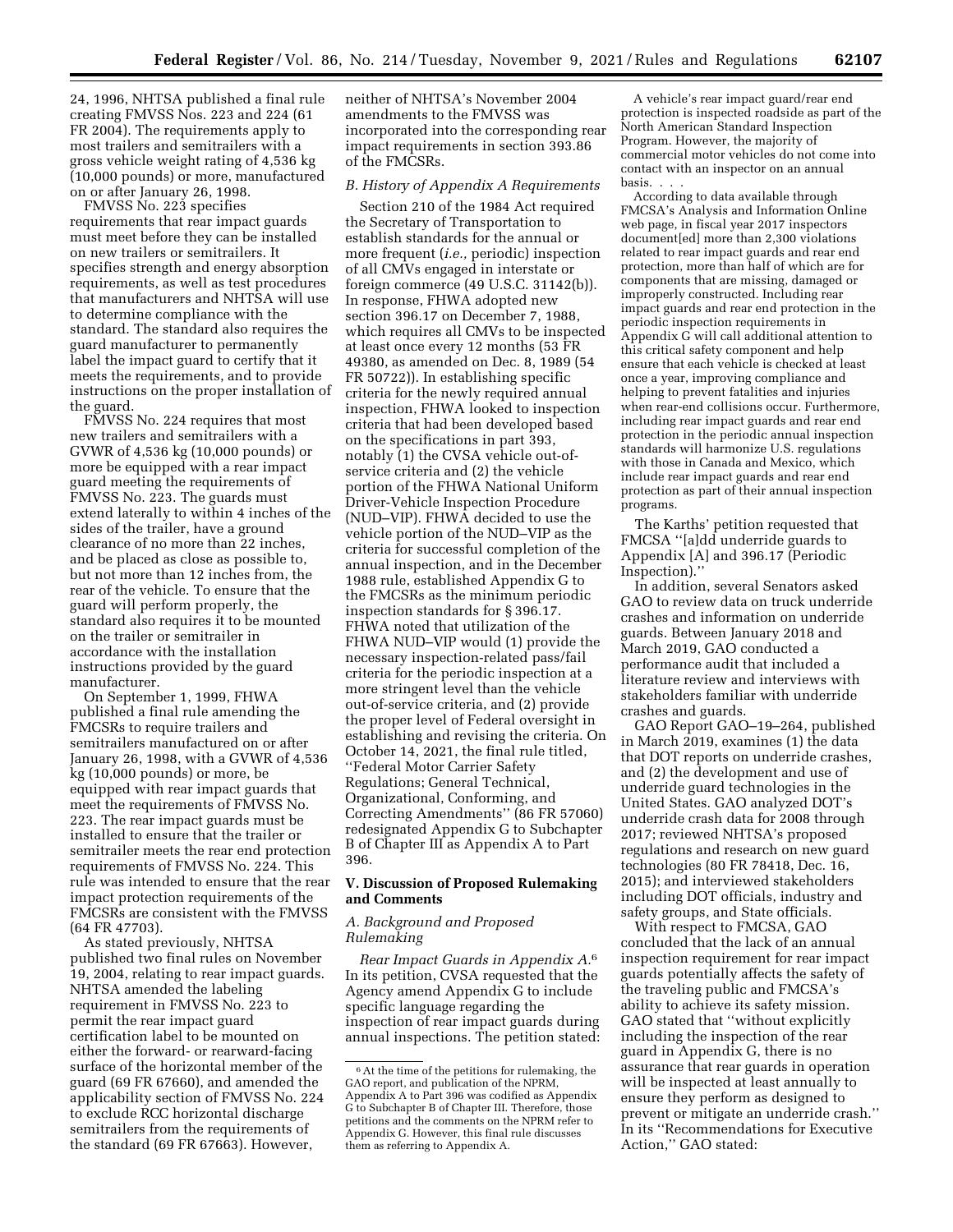24, 1996, NHTSA published a final rule creating FMVSS Nos. 223 and 224 (61 FR 2004). The requirements apply to most trailers and semitrailers with a gross vehicle weight rating of 4,536 kg (10,000 pounds) or more, manufactured on or after January 26, 1998.

FMVSS No. 223 specifies requirements that rear impact guards must meet before they can be installed on new trailers or semitrailers. It specifies strength and energy absorption requirements, as well as test procedures that manufacturers and NHTSA will use to determine compliance with the standard. The standard also requires the guard manufacturer to permanently label the impact guard to certify that it meets the requirements, and to provide instructions on the proper installation of the guard.

FMVSS No. 224 requires that most new trailers and semitrailers with a GVWR of 4,536 kg (10,000 pounds) or more be equipped with a rear impact guard meeting the requirements of FMVSS No. 223. The guards must extend laterally to within 4 inches of the sides of the trailer, have a ground clearance of no more than 22 inches, and be placed as close as possible to, but not more than 12 inches from, the rear of the vehicle. To ensure that the guard will perform properly, the standard also requires it to be mounted on the trailer or semitrailer in accordance with the installation instructions provided by the guard manufacturer.

On September 1, 1999, FHWA published a final rule amending the FMCSRs to require trailers and semitrailers manufactured on or after January 26, 1998, with a GVWR of 4,536 kg (10,000 pounds) or more, be equipped with rear impact guards that meet the requirements of FMVSS No. 223. The rear impact guards must be installed to ensure that the trailer or semitrailer meets the rear end protection requirements of FMVSS No. 224. This rule was intended to ensure that the rear impact protection requirements of the FMCSRs are consistent with the FMVSS (64 FR 47703).

As stated previously, NHTSA published two final rules on November 19, 2004, relating to rear impact guards. NHTSA amended the labeling requirement in FMVSS No. 223 to permit the rear impact guard certification label to be mounted on either the forward- or rearward-facing surface of the horizontal member of the guard (69 FR 67660), and amended the applicability section of FMVSS No. 224 to exclude RCC horizontal discharge semitrailers from the requirements of the standard (69 FR 67663). However, neither of NHTSA's November 2004 amendments to the FMVSS was incorporated into the corresponding rear impact requirements in section 393.86 of the FMCSRs.

### B. History of Appendix A Requirements

Section 210 of the 1984 Act required the Secretary of Transportation to establish standards for the annual or more frequent (*i.e.,* periodic) inspection of all CMVs engaged in interstate or foreign commerce (49 U.S.C. 31142(b)). In response, FHWA adopted new section 396.17 on December 7, 1988, which requires all CMVs to be inspected at least once every 12 months (53 FR 49380, as amended on Dec. 8, 1989 (54 FR 50722)). In establishing specific criteria for the newly required annual inspection, FHWA looked to inspection criteria that had been developed based on the specifications in part 393, notably (1) the CVSA vehicle out-of-service criteria and (2) the vehicle portion of the FHWA National Uniform Driver-Vehicle Inspection Procedure (NUD–VIP). FHWA decided to use the vehicle portion of the NUD–VIP as the criteria for successful completion of the annual inspection, and in the December 1988 rule, established Appendix G to the FMCSRs as the minimum periodic inspection standards for § 396.17. FHWA noted that utilization of the FHWA NUD–VIP would (1) provide the necessary inspection-related pass/fail criteria for the periodic inspection at a more stringent level than the vehicle out-of-service criteria, and (2) provide the proper level of Federal oversight in establishing and revising the criteria. On October 14, 2021, the final rule titled, ''Federal Motor Carrier Safety Regulations; General Technical, Organizational, Conforming, and Correcting Amendments'' (86 FR 57060) redesignated Appendix G to Subchapter B of Chapter III as Appendix A to Part 396.

## V. Discussion of Proposed Rulemaking and Comments

### A. Background and Proposed Rulemaking

*Rear Impact Guards in Appendix A.*[6] In its petition, CVSA requested that the Agency amend Appendix G to include specific language regarding the inspection of rear impact guards during annual inspections. The petition stated:

> A vehicle's rear impact guard/rear end protection is inspected roadside as part of the North American Standard Inspection Program. However, the majority of commercial motor vehicles do not come into contact with an inspector on an annual basis. . . .
>
> According to data available through FMCSA's Analysis and Information Online web page, in fiscal year 2017 inspectors document[ed] more than 2,300 violations related to rear impact guards and rear end protection, more than half of which are for components that are missing, damaged or improperly constructed. Including rear impact guards and rear end protection in the periodic inspection requirements in Appendix G will call additional attention to this critical safety component and help ensure that each vehicle is checked at least once a year, improving compliance and helping to prevent fatalities and injuries when rear-end collisions occur. Furthermore, including rear impact guards and rear end protection in the periodic annual inspection standards will harmonize U.S. regulations with those in Canada and Mexico, which include rear impact guards and rear end protection as part of their annual inspection programs.

The Karths' petition requested that FMCSA ''[a]dd underride guards to Appendix [A] and 396.17 (Periodic Inspection).''

In addition, several Senators asked GAO to review data on truck underride crashes and information on underride guards. Between January 2018 and March 2019, GAO conducted a performance audit that included a literature review and interviews with stakeholders familiar with underride crashes and guards.

GAO Report GAO–19–264, published in March 2019, examines (1) the data that DOT reports on underride crashes, and (2) the development and use of underride guard technologies in the United States. GAO analyzed DOT's underride crash data for 2008 through 2017; reviewed NHTSA's proposed regulations and research on new guard technologies (80 FR 78418, Dec. 16, 2015); and interviewed stakeholders including DOT officials, industry and safety groups, and State officials.

With respect to FMCSA, GAO concluded that the lack of an annual inspection requirement for rear impact guards potentially affects the safety of the traveling public and FMCSA's ability to achieve its safety mission. GAO stated that ''without explicitly including the inspection of the rear guard in Appendix G, there is no assurance that rear guards in operation will be inspected at least annually to ensure they perform as designed to prevent or mitigate an underride crash.'' In its ''Recommendations for Executive Action,'' GAO stated:

[6] At the time of the petitions for rulemaking, the GAO report, and publication of the NPRM, Appendix A to Part 396 was codified as Appendix G to Subchapter B of Chapter III. Therefore, those petitions and the comments on the NPRM refer to Appendix G. However, this final rule discusses them as referring to Appendix A.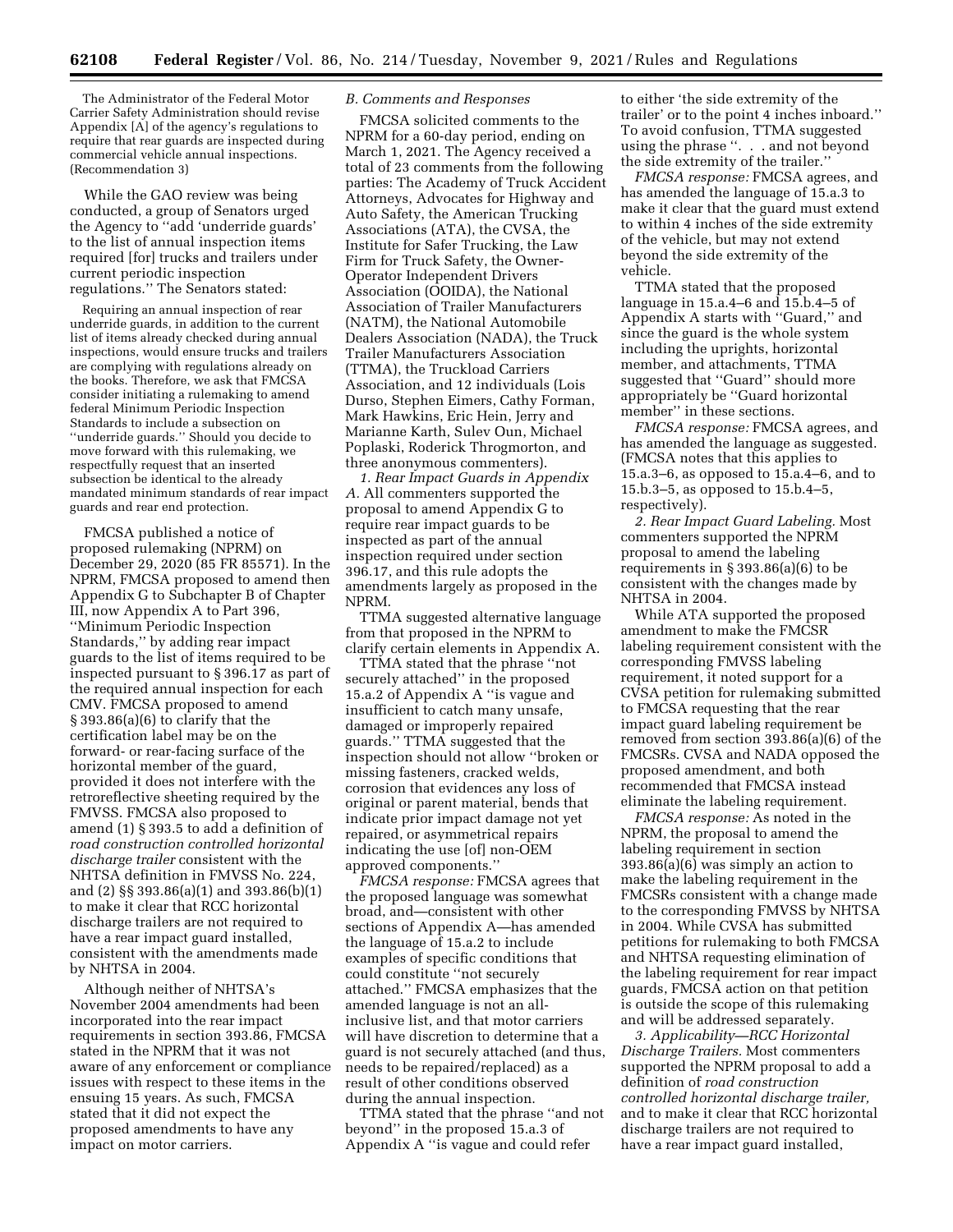The Administrator of the Federal Motor Carrier Safety Administration should revise Appendix [A] of the agency's regulations to require that rear guards are inspected during commercial vehicle annual inspections. (Recommendation 3)

While the GAO review was being conducted, a group of Senators urged the Agency to ''add 'underride guards' to the list of annual inspection items required [for] trucks and trailers under current periodic inspection regulations.'' The Senators stated:

> Requiring an annual inspection of rear underride guards, in addition to the current list of items already checked during annual inspections, would ensure trucks and trailers are complying with regulations already on the books. Therefore, we ask that FMCSA consider initiating a rulemaking to amend federal Minimum Periodic Inspection Standards to include a subsection on ''underride guards.'' Should you decide to move forward with this rulemaking, we respectfully request that an inserted subsection be identical to the already mandated minimum standards of rear impact guards and rear end protection.

FMCSA published a notice of proposed rulemaking (NPRM) on December 29, 2020 (85 FR 85571). In the NPRM, FMCSA proposed to amend then Appendix G to Subchapter B of Chapter III, now Appendix A to Part 396, ''Minimum Periodic Inspection Standards,'' by adding rear impact guards to the list of items required to be inspected pursuant to § 396.17 as part of the required annual inspection for each CMV. FMCSA proposed to amend § 393.86(a)(6) to clarify that the certification label may be on the forward- or rear-facing surface of the horizontal member of the guard, provided it does not interfere with the retroreflective sheeting required by the FMVSS. FMCSA also proposed to amend (1) § 393.5 to add a definition of *road construction controlled horizontal discharge trailer* consistent with the NHTSA definition in FMVSS No. 224, and (2) §§ 393.86(a)(1) and 393.86(b)(1) to make it clear that RCC horizontal discharge trailers are not required to have a rear impact guard installed, consistent with the amendments made by NHTSA in 2004.

Although neither of NHTSA's November 2004 amendments had been incorporated into the rear impact requirements in section 393.86, FMCSA stated in the NPRM that it was not aware of any enforcement or compliance issues with respect to these items in the ensuing 15 years. As such, FMCSA stated that it did not expect the proposed amendments to have any impact on motor carriers.

## B. Comments and Responses

FMCSA solicited comments to the NPRM for a 60-day period, ending on March 1, 2021. The Agency received a total of 23 comments from the following parties: The Academy of Truck Accident Attorneys, Advocates for Highway and Auto Safety, the American Trucking Associations (ATA), the CVSA, the Institute for Safer Trucking, the Law Firm for Truck Safety, the Owner-Operator Independent Drivers Association (OOIDA), the National Association of Trailer Manufacturers (NATM), the National Automobile Dealers Association (NADA), the Truck Trailer Manufacturers Association (TTMA), the Truckload Carriers Association, and 12 individuals (Lois Durso, Stephen Eimers, Cathy Forman, Mark Hawkins, Eric Hein, Jerry and Marianne Karth, Sulev Oun, Michael Poplaski, Roderick Throgmorton, and three anonymous commenters).

*1. Rear Impact Guards in Appendix A.* All commenters supported the proposal to amend Appendix G to require rear impact guards to be inspected as part of the annual inspection required under section 396.17, and this rule adopts the amendments largely as proposed in the NPRM.

TTMA suggested alternative language from that proposed in the NPRM to clarify certain elements in Appendix A.

TTMA stated that the phrase ''not securely attached'' in the proposed 15.a.2 of Appendix A ''is vague and insufficient to catch many unsafe, damaged or improperly repaired guards.'' TTMA suggested that the inspection should not allow ''broken or missing fasteners, cracked welds, corrosion that evidences any loss of original or parent material, bends that indicate prior impact damage not yet repaired, or asymmetrical repairs indicating the use [of] non-OEM approved components.''

*FMCSA response:* FMCSA agrees that the proposed language was somewhat broad, and—consistent with other sections of Appendix A—has amended the language of 15.a.2 to include examples of specific conditions that could constitute ''not securely attached.'' FMCSA emphasizes that the amended language is not an all-inclusive list, and that motor carriers will have discretion to determine that a guard is not securely attached (and thus, needs to be repaired/replaced) as a result of other conditions observed during the annual inspection.

TTMA stated that the phrase ''and not beyond'' in the proposed 15.a.3 of Appendix A ''is vague and could refer to either 'the side extremity of the trailer' or to the point 4 inches inboard.'' To avoid confusion, TTMA suggested using the phrase ''. . . and not beyond the side extremity of the trailer.''

*FMCSA response:* FMCSA agrees, and has amended the language of 15.a.3 to make it clear that the guard must extend to within 4 inches of the side extremity of the vehicle, but may not extend beyond the side extremity of the vehicle.

TTMA stated that the proposed language in 15.a.4–6 and 15.b.4–5 of Appendix A starts with ''Guard,'' and since the guard is the whole system including the uprights, horizontal member, and attachments, TTMA suggested that ''Guard'' should more appropriately be ''Guard horizontal member'' in these sections.

*FMCSA response:* FMCSA agrees, and has amended the language as suggested. (FMCSA notes that this applies to 15.a.3–6, as opposed to 15.a.4–6, and to 15.b.3–5, as opposed to 15.b.4–5, respectively).

*2. Rear Impact Guard Labeling.* Most commenters supported the NPRM proposal to amend the labeling requirements in § 393.86(a)(6) to be consistent with the changes made by NHTSA in 2004.

While ATA supported the proposed amendment to make the FMCSR labeling requirement consistent with the corresponding FMVSS labeling requirement, it noted support for a CVSA petition for rulemaking submitted to FMCSA requesting that the rear impact guard labeling requirement be removed from section 393.86(a)(6) of the FMCSRs. CVSA and NADA opposed the proposed amendment, and both recommended that FMCSA instead eliminate the labeling requirement.

*FMCSA response:* As noted in the NPRM, the proposal to amend the labeling requirement in section 393.86(a)(6) was simply an action to make the labeling requirement in the FMCSRs consistent with a change made to the corresponding FMVSS by NHTSA in 2004. While CVSA has submitted petitions for rulemaking to both FMCSA and NHTSA requesting elimination of the labeling requirement for rear impact guards, FMCSA action on that petition is outside the scope of this rulemaking and will be addressed separately.

*3. Applicability—RCC Horizontal Discharge Trailers.* Most commenters supported the NPRM proposal to add a definition of *road construction controlled horizontal discharge trailer,* and to make it clear that RCC horizontal discharge trailers are not required to have a rear impact guard installed,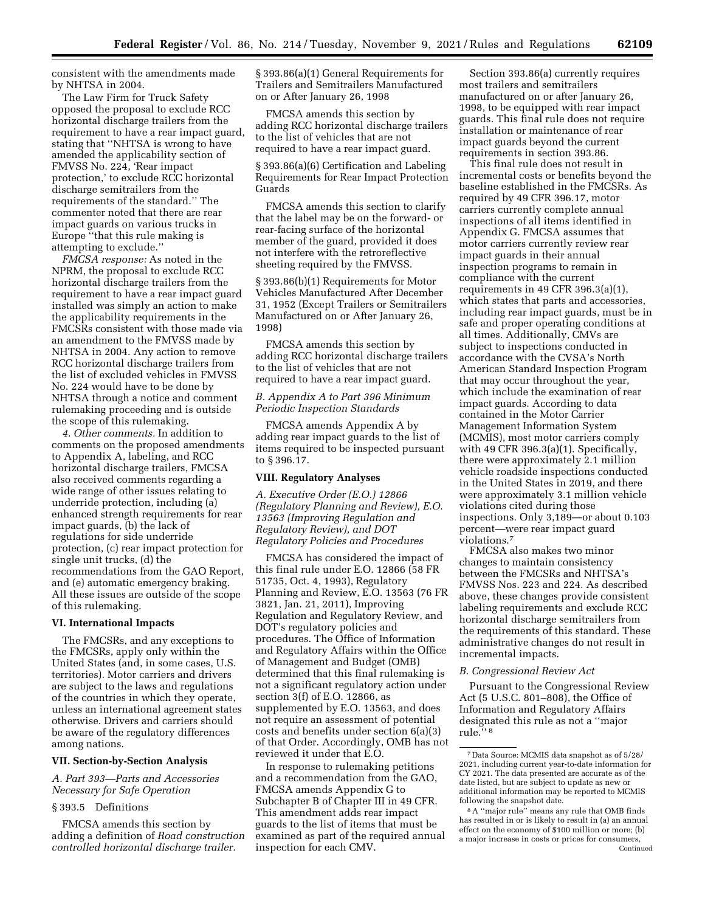consistent with the amendments made by NHTSA in 2004.

The Law Firm for Truck Safety opposed the proposal to exclude RCC horizontal discharge trailers from the requirement to have a rear impact guard, stating that ''NHTSA is wrong to have amended the applicability section of FMVSS No. 224, 'Rear impact protection,' to exclude RCC horizontal discharge semitrailers from the requirements of the standard.'' The commenter noted that there are rear impact guards on various trucks in Europe ''that this rule making is attempting to exclude.''

*FMCSA response:* As noted in the NPRM, the proposal to exclude RCC horizontal discharge trailers from the requirement to have a rear impact guard installed was simply an action to make the applicability requirements in the FMCSRs consistent with those made via an amendment to the FMVSS made by NHTSA in 2004. Any action to remove RCC horizontal discharge trailers from the list of excluded vehicles in FMVSS No. 224 would have to be done by NHTSA through a notice and comment rulemaking proceeding and is outside the scope of this rulemaking.

*4. Other comments.* In addition to comments on the proposed amendments to Appendix A, labeling, and RCC horizontal discharge trailers, FMCSA also received comments regarding a wide range of other issues relating to underride protection, including (a) enhanced strength requirements for rear impact guards, (b) the lack of regulations for side underride protection, (c) rear impact protection for single unit trucks, (d) the recommendations from the GAO Report, and (e) automatic emergency braking. All these issues are outside of the scope of this rulemaking.

## VI. International Impacts

The FMCSRs, and any exceptions to the FMCSRs, apply only within the United States (and, in some cases, U.S. territories). Motor carriers and drivers are subject to the laws and regulations of the countries in which they operate, unless an international agreement states otherwise. Drivers and carriers should be aware of the regulatory differences among nations.

## VII. Section-by-Section Analysis

### *A. Part 393—Parts and Accessories Necessary for Safe Operation*

§ 393.5 Definitions

FMCSA amends this section by adding a definition of *Road construction controlled horizontal discharge trailer.*

§ 393.86(a)(1) General Requirements for Trailers and Semitrailers Manufactured on or After January 26, 1998

FMCSA amends this section by adding RCC horizontal discharge trailers to the list of vehicles that are not required to have a rear impact guard.

§ 393.86(a)(6) Certification and Labeling Requirements for Rear Impact Protection Guards

FMCSA amends this section to clarify that the label may be on the forward- or rear-facing surface of the horizontal member of the guard, provided it does not interfere with the retroreflective sheeting required by the FMVSS.

§ 393.86(b)(1) Requirements for Motor Vehicles Manufactured After December 31, 1952 (Except Trailers or Semitrailers Manufactured on or After January 26, 1998)

FMCSA amends this section by adding RCC horizontal discharge trailers to the list of vehicles that are not required to have a rear impact guard.

### *B. Appendix A to Part 396 Minimum Periodic Inspection Standards*

FMCSA amends Appendix A by adding rear impact guards to the list of items required to be inspected pursuant to § 396.17.

## VIII. Regulatory Analyses

### *A. Executive Order (E.O.) 12866 (Regulatory Planning and Review), E.O. 13563 (Improving Regulation and Regulatory Review), and DOT Regulatory Policies and Procedures*

FMCSA has considered the impact of this final rule under E.O. 12866 (58 FR 51735, Oct. 4, 1993), Regulatory Planning and Review, E.O. 13563 (76 FR 3821, Jan. 21, 2011), Improving Regulation and Regulatory Review, and DOT's regulatory policies and procedures. The Office of Information and Regulatory Affairs within the Office of Management and Budget (OMB) determined that this final rulemaking is not a significant regulatory action under section 3(f) of E.O. 12866, as supplemented by E.O. 13563, and does not require an assessment of potential costs and benefits under section 6(a)(3) of that Order. Accordingly, OMB has not reviewed it under that E.O.

In response to rulemaking petitions and a recommendation from the GAO, FMCSA amends Appendix G to Subchapter B of Chapter III in 49 CFR. This amendment adds rear impact guards to the list of items that must be examined as part of the required annual inspection for each CMV.

Section 393.86(a) currently requires most trailers and semitrailers manufactured on or after January 26, 1998, to be equipped with rear impact guards. This final rule does not require installation or maintenance of rear impact guards beyond the current requirements in section 393.86.

This final rule does not result in incremental costs or benefits beyond the baseline established in the FMCSRs. As required by 49 CFR 396.17, motor carriers currently complete annual inspections of all items identified in Appendix G. FMCSA assumes that motor carriers currently review rear impact guards in their annual inspection programs to remain in compliance with the current requirements in 49 CFR 396.3(a)(1), which states that parts and accessories, including rear impact guards, must be in safe and proper operating conditions at all times. Additionally, CMVs are subject to inspections conducted in accordance with the CVSA's North American Standard Inspection Program that may occur throughout the year, which include the examination of rear impact guards. According to data contained in the Motor Carrier Management Information System (MCMIS), most motor carriers comply with 49 CFR 396.3(a)(1). Specifically, there were approximately 2.1 million vehicle roadside inspections conducted in the United States in 2019, and there were approximately 3.1 million vehicle violations cited during those inspections. Only 3,189—or about 0.103 percent—were rear impact guard violations.[7]

FMCSA also makes two minor changes to maintain consistency between the FMCSRs and NHTSA's FMVSS Nos. 223 and 224. As described above, these changes provide consistent labeling requirements and exclude RCC horizontal discharge semitrailers from the requirements of this standard. These administrative changes do not result in incremental impacts.

### *B. Congressional Review Act*

Pursuant to the Congressional Review Act (5 U.S.C. 801–808), the Office of Information and Regulatory Affairs designated this rule as not a ''major rule.''[8]

[7] Data Source: MCMIS data snapshot as of 5/28/2021, including current year-to-date information for CY 2021. The data presented are accurate as of the date listed, but are subject to update as new or additional information may be reported to MCMIS following the snapshot date.

[8] A ''major rule'' means any rule that OMB finds has resulted in or is likely to result in (a) an annual effect on the economy of $100 million or more; (b) a major increase in costs or prices for consumers,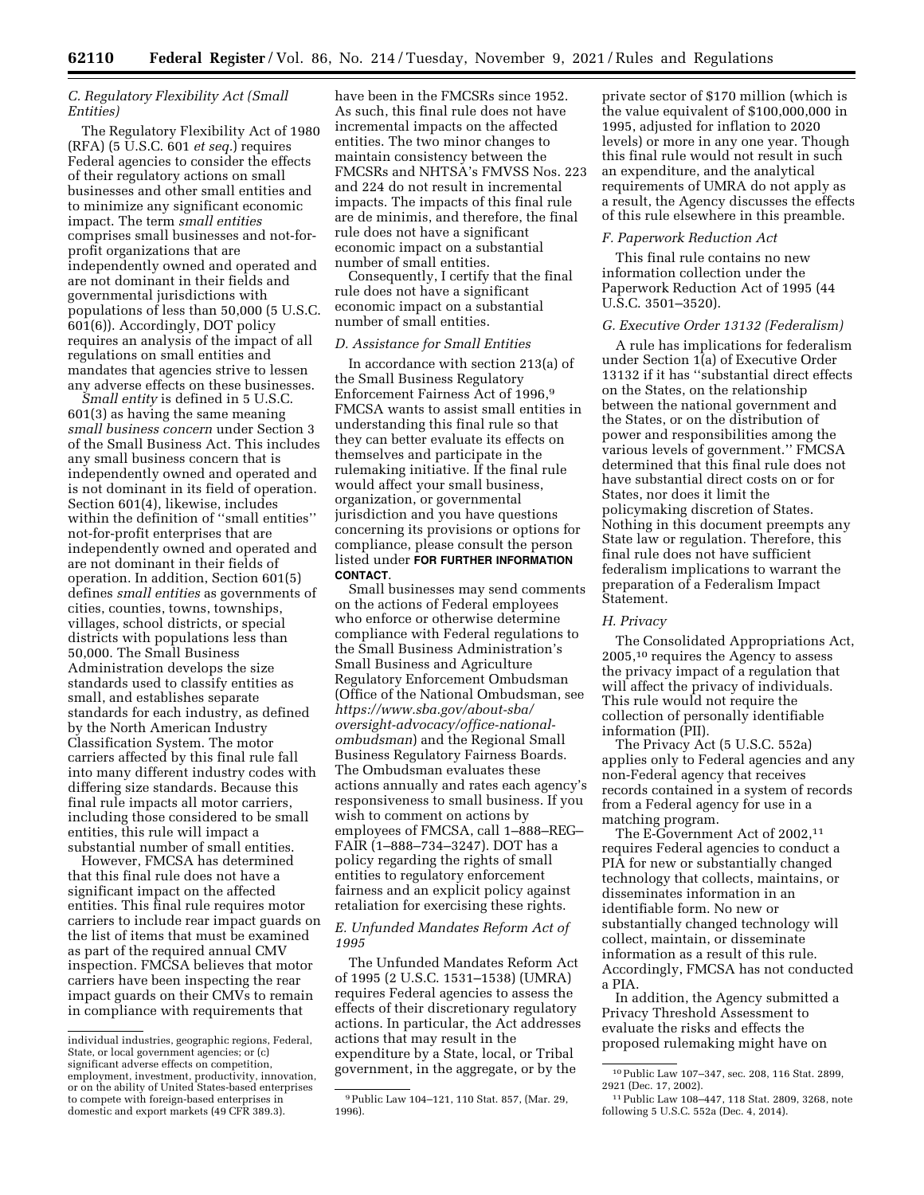### C. Regulatory Flexibility Act (Small Entities)

The Regulatory Flexibility Act of 1980 (RFA) (5 U.S.C. 601 *et seq.*) requires Federal agencies to consider the effects of their regulatory actions on small businesses and other small entities and to minimize any significant economic impact. The term *small entities* comprises small businesses and not-for-profit organizations that are independently owned and operated and are not dominant in their fields and governmental jurisdictions with populations of less than 50,000 (5 U.S.C. 601(6)). Accordingly, DOT policy requires an analysis of the impact of all regulations on small entities and mandates that agencies strive to lessen any adverse effects on these businesses.

*Small entity* is defined in 5 U.S.C. 601(3) as having the same meaning *small business concern* under Section 3 of the Small Business Act. This includes any small business concern that is independently owned and operated and is not dominant in its field of operation. Section 601(4), likewise, includes within the definition of ''small entities'' not-for-profit enterprises that are independently owned and operated and are not dominant in their fields of operation. In addition, Section 601(5) defines *small entities* as governments of cities, counties, towns, townships, villages, school districts, or special districts with populations less than 50,000. The Small Business Administration develops the size standards used to classify entities as small, and establishes separate standards for each industry, as defined by the North American Industry Classification System. The motor carriers affected by this final rule fall into many different industry codes with differing size standards. Because this final rule impacts all motor carriers, including those considered to be small entities, this rule will impact a substantial number of small entities.

However, FMCSA has determined that this final rule does not have a significant impact on the affected entities. This final rule requires motor carriers to include rear impact guards on the list of items that must be examined as part of the required annual CMV inspection. FMCSA believes that motor carriers have been inspecting the rear impact guards on their CMVs to remain in compliance with requirements that have been in the FMCSRs since 1952. As such, this final rule does not have incremental impacts on the affected entities. The two minor changes to maintain consistency between the FMCSRs and NHTSA's FMVSS Nos. 223 and 224 do not result in incremental impacts. The impacts of this final rule are de minimis, and therefore, the final rule does not have a significant economic impact on a substantial number of small entities.

Consequently, I certify that the final rule does not have a significant economic impact on a substantial number of small entities.

### D. Assistance for Small Entities

In accordance with section 213(a) of the Small Business Regulatory Enforcement Fairness Act of 1996,[9] FMCSA wants to assist small entities in understanding this final rule so that they can better evaluate its effects on themselves and participate in the rulemaking initiative. If the final rule would affect your small business, organization, or governmental jurisdiction and you have questions concerning its provisions or options for compliance, please consult the person listed under **FOR FURTHER INFORMATION CONTACT**.

Small businesses may send comments on the actions of Federal employees who enforce or otherwise determine compliance with Federal regulations to the Small Business Administration's Small Business and Agriculture Regulatory Enforcement Ombudsman (Office of the National Ombudsman, see *https://www.sba.gov/about-sba/oversight-advocacy/office-national-ombudsman*) and the Regional Small Business Regulatory Fairness Boards. The Ombudsman evaluates these actions annually and rates each agency's responsiveness to small business. If you wish to comment on actions by employees of FMCSA, call 1–888–REG–FAIR (1–888–734–3247). DOT has a policy regarding the rights of small entities to regulatory enforcement fairness and an explicit policy against retaliation for exercising these rights.

### E. Unfunded Mandates Reform Act of 1995

The Unfunded Mandates Reform Act of 1995 (2 U.S.C. 1531–1538) (UMRA) requires Federal agencies to assess the effects of their discretionary regulatory actions. In particular, the Act addresses actions that may result in the expenditure by a State, local, or Tribal government, in the aggregate, or by the private sector of $170 million (which is the value equivalent of $100,000,000 in 1995, adjusted for inflation to 2020 levels) or more in any one year. Though this final rule would not result in such an expenditure, and the analytical requirements of UMRA do not apply as a result, the Agency discusses the effects of this rule elsewhere in this preamble.

### F. Paperwork Reduction Act

This final rule contains no new information collection under the Paperwork Reduction Act of 1995 (44 U.S.C. 3501–3520).

### G. Executive Order 13132 (Federalism)

A rule has implications for federalism under Section 1(a) of Executive Order 13132 if it has ''substantial direct effects on the States, on the relationship between the national government and the States, or on the distribution of power and responsibilities among the various levels of government.'' FMCSA determined that this final rule does not have substantial direct costs on or for States, nor does it limit the policymaking discretion of States. Nothing in this document preempts any State law or regulation. Therefore, this final rule does not have sufficient federalism implications to warrant the preparation of a Federalism Impact Statement.

### H. Privacy

The Consolidated Appropriations Act, 2005,[10] requires the Agency to assess the privacy impact of a regulation that will affect the privacy of individuals. This rule would not require the collection of personally identifiable information (PII).

The Privacy Act (5 U.S.C. 552a) applies only to Federal agencies and any non-Federal agency that receives records contained in a system of records from a Federal agency for use in a matching program.

The E-Government Act of 2002,[11] requires Federal agencies to conduct a PIA for new or substantially changed technology that collects, maintains, or disseminates information in an identifiable form. No new or substantially changed technology will collect, maintain, or disseminate information as a result of this rule. Accordingly, FMCSA has not conducted a PIA.

In addition, the Agency submitted a Privacy Threshold Assessment to evaluate the risks and effects the proposed rulemaking might have on

---

individual industries, geographic regions, Federal, State, or local government agencies; or (c) significant adverse effects on competition, employment, investment, productivity, innovation, or on the ability of United States-based enterprises to compete with foreign-based enterprises in domestic and export markets (49 CFR 389.3).

[9] Public Law 104–121, 110 Stat. 857, (Mar. 29, 1996).

[10] Public Law 107–347, sec. 208, 116 Stat. 2899, 2921 (Dec. 17, 2002).

[11] Public Law 108–447, 118 Stat. 2809, 3268, note following 5 U.S.C. 552a (Dec. 4, 2014).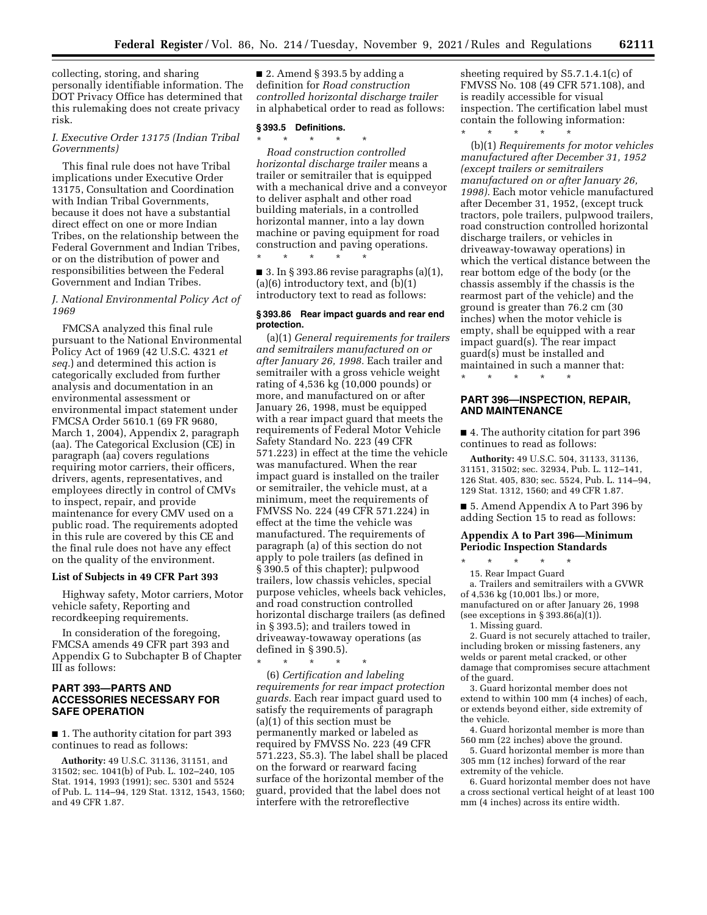collecting, storing, and sharing personally identifiable information. The DOT Privacy Office has determined that this rulemaking does not create privacy risk.

### *I. Executive Order 13175 (Indian Tribal Governments)*

This final rule does not have Tribal implications under Executive Order 13175, Consultation and Coordination with Indian Tribal Governments, because it does not have a substantial direct effect on one or more Indian Tribes, on the relationship between the Federal Government and Indian Tribes, or on the distribution of power and responsibilities between the Federal Government and Indian Tribes.

### *J. National Environmental Policy Act of 1969*

FMCSA analyzed this final rule pursuant to the National Environmental Policy Act of 1969 (42 U.S.C. 4321 *et seq.*) and determined this action is categorically excluded from further analysis and documentation in an environmental assessment or environmental impact statement under FMCSA Order 5610.1 (69 FR 9680, March 1, 2004), Appendix 2, paragraph (aa). The Categorical Exclusion (CE) in paragraph (aa) covers regulations requiring motor carriers, their officers, drivers, agents, representatives, and employees directly in control of CMVs to inspect, repair, and provide maintenance for every CMV used on a public road. The requirements adopted in this rule are covered by this CE and the final rule does not have any effect on the quality of the environment.

### List of Subjects in 49 CFR Part 393

Highway safety, Motor carriers, Motor vehicle safety, Reporting and recordkeeping requirements.

In consideration of the foregoing, FMCSA amends 49 CFR part 393 and Appendix G to Subchapter B of Chapter III as follows:

## PART 393—PARTS AND ACCESSORIES NECESSARY FOR SAFE OPERATION

■ 1. The authority citation for part 393 continues to read as follows:

**Authority:** 49 U.S.C. 31136, 31151, and 31502; sec. 1041(b) of Pub. L. 102–240, 105 Stat. 1914, 1993 (1991); sec. 5301 and 5524 of Pub. L. 114–94, 129 Stat. 1312, 1543, 1560; and 49 CFR 1.87.

■ 2. Amend § 393.5 by adding a definition for *Road construction controlled horizontal discharge trailer* in alphabetical order to read as follows:

### § 393.5 Definitions.

\* \* \* \* \*

*Road construction controlled horizontal discharge trailer* means a trailer or semitrailer that is equipped with a mechanical drive and a conveyor to deliver asphalt and other road building materials, in a controlled horizontal manner, into a lay down machine or paving equipment for road construction and paving operations.

\* \* \* \* \*

■ 3. In § 393.86 revise paragraphs (a)(1), (a)(6) introductory text, and (b)(1) introductory text to read as follows:

### § 393.86 Rear impact guards and rear end protection.

(a)(1) *General requirements for trailers and semitrailers manufactured on or after January 26, 1998.* Each trailer and semitrailer with a gross vehicle weight rating of 4,536 kg (10,000 pounds) or more, and manufactured on or after January 26, 1998, must be equipped with a rear impact guard that meets the requirements of Federal Motor Vehicle Safety Standard No. 223 (49 CFR 571.223) in effect at the time the vehicle was manufactured. When the rear impact guard is installed on the trailer or semitrailer, the vehicle must, at a minimum, meet the requirements of FMVSS No. 224 (49 CFR 571.224) in effect at the time the vehicle was manufactured. The requirements of paragraph (a) of this section do not apply to pole trailers (as defined in § 390.5 of this chapter); pulpwood trailers, low chassis vehicles, special purpose vehicles, wheels back vehicles, and road construction controlled horizontal discharge trailers (as defined in § 393.5); and trailers towed in driveaway-towaway operations (as defined in § 390.5).

\* \* \* \* \*

(6) *Certification and labeling requirements for rear impact protection guards.* Each rear impact guard used to satisfy the requirements of paragraph (a)(1) of this section must be permanently marked or labeled as required by FMVSS No. 223 (49 CFR 571.223, S5.3). The label shall be placed on the forward or rearward facing surface of the horizontal member of the guard, provided that the label does not interfere with the retroreflective sheeting required by S5.7.1.4.1(c) of FMVSS No. 108 (49 CFR 571.108), and is readily accessible for visual inspection. The certification label must contain the following information:

\* \* \* \* \*

(b)(1) *Requirements for motor vehicles manufactured after December 31, 1952 (except trailers or semitrailers manufactured on or after January 26, 1998).* Each motor vehicle manufactured after December 31, 1952, (except truck tractors, pole trailers, pulpwood trailers, road construction controlled horizontal discharge trailers, or vehicles in driveaway-towaway operations) in which the vertical distance between the rear bottom edge of the body (or the chassis assembly if the chassis is the rearmost part of the vehicle) and the ground is greater than 76.2 cm (30 inches) when the motor vehicle is empty, shall be equipped with a rear impact guard(s). The rear impact guard(s) must be installed and maintained in such a manner that:

\* \* \* \* \*

## PART 396—INSPECTION, REPAIR, AND MAINTENANCE

■ 4. The authority citation for part 396 continues to read as follows:

**Authority:** 49 U.S.C. 504, 31133, 31136, 31151, 31502; sec. 32934, Pub. L. 112–141, 126 Stat. 405, 830; sec. 5524, Pub. L. 114–94, 129 Stat. 1312, 1560; and 49 CFR 1.87.

■ 5. Amend Appendix A to Part 396 by adding Section 15 to read as follows:

### Appendix A to Part 396—Minimum Periodic Inspection Standards

\* \* \* \* \*

15. Rear Impact Guard

a. Trailers and semitrailers with a GVWR of 4,536 kg (10,001 lbs.) or more, manufactured on or after January 26, 1998 (see exceptions in § 393.86(a)(1)).

1. Missing guard.

2. Guard is not securely attached to trailer, including broken or missing fasteners, any welds or parent metal cracked, or other damage that compromises secure attachment of the guard.

3. Guard horizontal member does not extend to within 100 mm (4 inches) of each, or extends beyond either, side extremity of the vehicle.

4. Guard horizontal member is more than 560 mm (22 inches) above the ground.

5. Guard horizontal member is more than 305 mm (12 inches) forward of the rear extremity of the vehicle.

6. Guard horizontal member does not have a cross sectional vertical height of at least 100 mm (4 inches) across its entire width.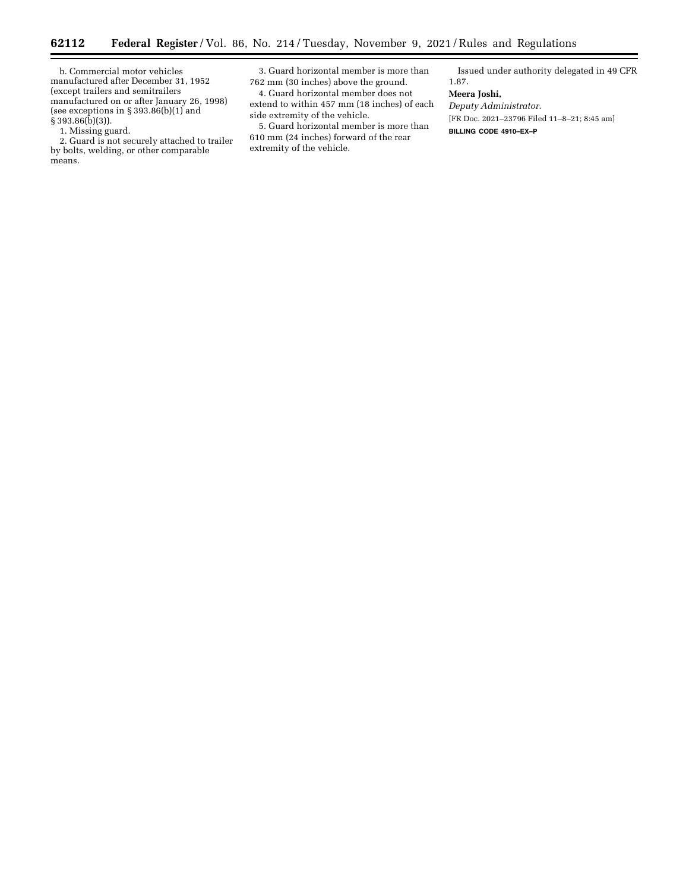b. Commercial motor vehicles manufactured after December 31, 1952 (except trailers and semitrailers manufactured on or after January 26, 1998) (see exceptions in § 393.86(b)(1) and § 393.86(b)(3)).

1. Missing guard.

2. Guard is not securely attached to trailer by bolts, welding, or other comparable means.

3. Guard horizontal member is more than 762 mm (30 inches) above the ground.

4. Guard horizontal member does not extend to within 457 mm (18 inches) of each side extremity of the vehicle.

5. Guard horizontal member is more than 610 mm (24 inches) forward of the rear extremity of the vehicle.

Issued under authority delegated in 49 CFR 1.87.

**Meera Joshi,**

*Deputy Administrator.*

[FR Doc. 2021–23796 Filed 11–8–21; 8:45 am]

**BILLING CODE 4910–EX–P**